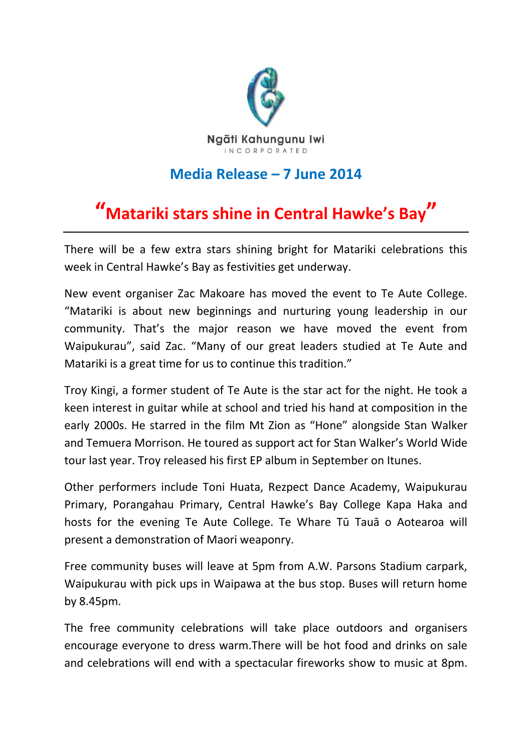Ngāti Kahungunu Iwi
INCORPORATED

## Media Release – 7 June 2014

# "Matariki stars shine in Central Hawke's Bay"

---

There will be a few extra stars shining bright for Matariki celebrations this week in Central Hawke's Bay as festivities get underway.

New event organiser Zac Makoare has moved the event to Te Aute College. "Matariki is about new beginnings and nurturing young leadership in our community. That's the major reason we have moved the event from Waipukurau", said Zac. "Many of our great leaders studied at Te Aute and Matariki is a great time for us to continue this tradition."

Troy Kingi, a former student of Te Aute is the star act for the night. He took a keen interest in guitar while at school and tried his hand at composition in the early 2000s. He starred in the film Mt Zion as "Hone" alongside Stan Walker and Temuera Morrison. He toured as support act for Stan Walker's World Wide tour last year. Troy released his first EP album in September on Itunes.

Other performers include Toni Huata, Rezpect Dance Academy, Waipukurau Primary, Porangahau Primary, Central Hawke's Bay College Kapa Haka and hosts for the evening Te Aute College. Te Whare Tū Tauā o Aotearoa will present a demonstration of Maori weaponry.

Free community buses will leave at 5pm from A.W. Parsons Stadium carpark, Waipukurau with pick ups in Waipawa at the bus stop. Buses will return home by 8.45pm.

The free community celebrations will take place outdoors and organisers encourage everyone to dress warm.There will be hot food and drinks on sale and celebrations will end with a spectacular fireworks show to music at 8pm.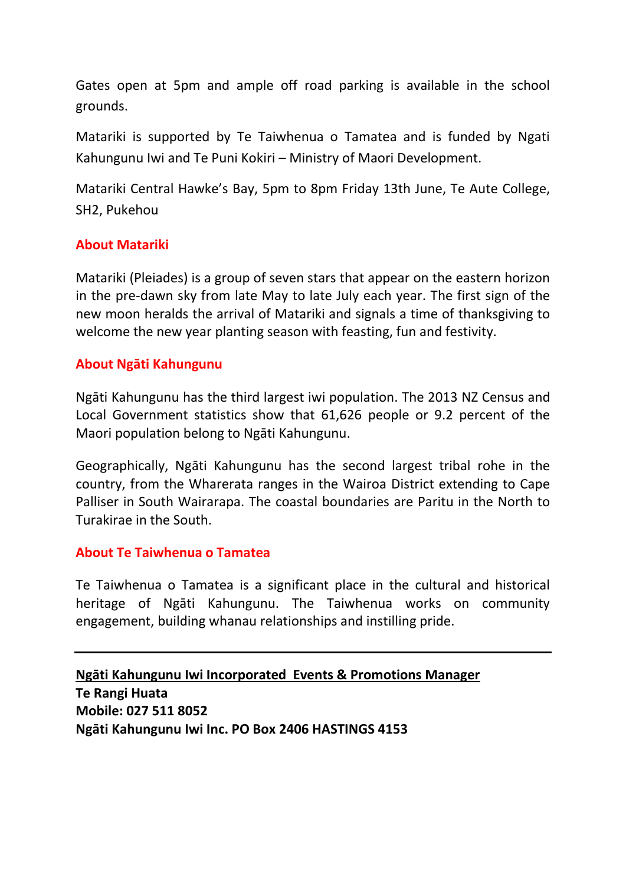Gates open at 5pm and ample off road parking is available in the school grounds.

Matariki is supported by Te Taiwhenua o Tamatea and is funded by Ngati Kahungunu Iwi and Te Puni Kokiri – Ministry of Maori Development.

Matariki Central Hawke's Bay, 5pm to 8pm Friday 13th June, Te Aute College, SH2, Pukehou

## About Matariki

Matariki (Pleiades) is a group of seven stars that appear on the eastern horizon in the pre-dawn sky from late May to late July each year. The first sign of the new moon heralds the arrival of Matariki and signals a time of thanksgiving to welcome the new year planting season with feasting, fun and festivity.

## About Ngāti Kahungunu

Ngāti Kahungunu has the third largest iwi population. The 2013 NZ Census and Local Government statistics show that 61,626 people or 9.2 percent of the Maori population belong to Ngāti Kahungunu.

Geographically, Ngāti Kahungunu has the second largest tribal rohe in the country, from the Wharerata ranges in the Wairoa District extending to Cape Palliser in South Wairarapa. The coastal boundaries are Paritu in the North to Turakirae in the South.

## About Te Taiwhenua o Tamatea

Te Taiwhenua o Tamatea is a significant place in the cultural and historical heritage of Ngāti Kahungunu. The Taiwhenua works on community engagement, building whanau relationships and instilling pride.

---

**Ngāti Kahungunu Iwi Incorporated  Events & Promotions Manager**
**Te Rangi Huata**
**Mobile: 027 511 8052**
**Ngāti Kahungunu Iwi Inc. PO Box 2406 HASTINGS 4153**